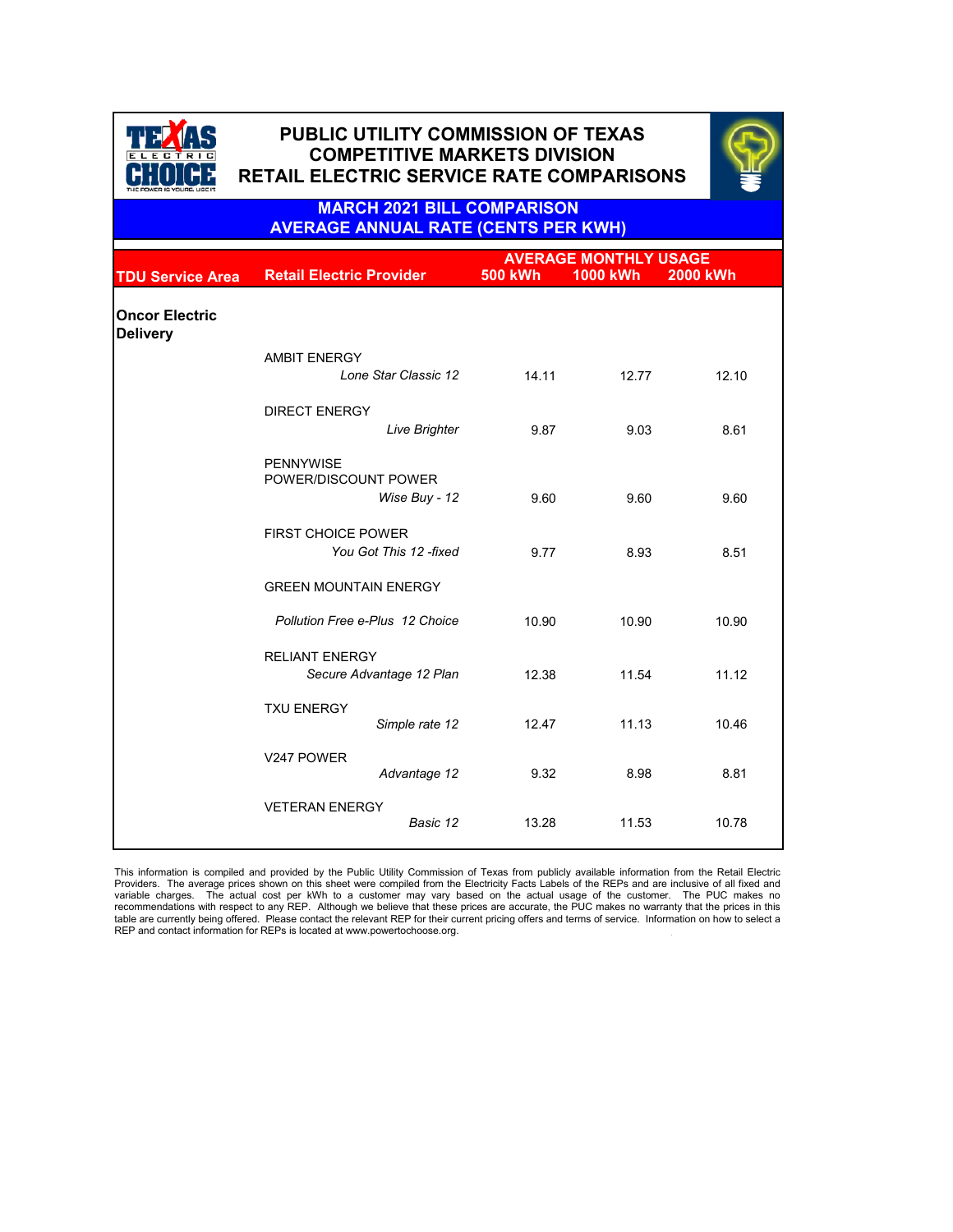# PUBLIC UTILITY COMMISSION OF TEXAS
## COMPETITIVE MARKETS DIVISION
## RETAIL ELECTRIC SERVICE RATE COMPARISONS

### MARCH 2021 BILL COMPARISON
### AVERAGE ANNUAL RATE (CENTS PER KWH)

| TDU Service Area | Retail Electric Provider | AVERAGE MONTHLY USAGE 500 kWh | 1000 kWh | 2000 kWh |
|---|---|---|---|---|
| **Oncor Electric Delivery** | | | | |
| | AMBIT ENERGY *Lone Star Classic 12* | 14.11 | 12.77 | 12.10 |
| | DIRECT ENERGY *Live Brighter* | 9.87 | 9.03 | 8.61 |
| | PENNYWISE POWER/DISCOUNT POWER *Wise Buy - 12* | 9.60 | 9.60 | 9.60 |
| | FIRST CHOICE POWER *You Got This 12 -fixed* | 9.77 | 8.93 | 8.51 |
| | GREEN MOUNTAIN ENERGY *Pollution Free e-Plus 12 Choice* | 10.90 | 10.90 | 10.90 |
| | RELIANT ENERGY *Secure Advantage 12 Plan* | 12.38 | 11.54 | 11.12 |
| | TXU ENERGY *Simple rate 12* | 12.47 | 11.13 | 10.46 |
| | V247 POWER *Advantage 12* | 9.32 | 8.98 | 8.81 |
| | VETERAN ENERGY *Basic 12* | 13.28 | 11.53 | 10.78 |

This information is compiled and provided by the Public Utility Commission of Texas from publicly available information from the Retail Electric Providers. The average prices shown on this sheet were compiled from the Electricity Facts Labels of the REPs and are inclusive of all fixed and variable charges. The actual cost per kWh to a customer may vary based on the actual usage of the customer. The PUC makes no recommendations with respect to any REP. Although we believe that these prices are accurate, the PUC makes no warranty that the prices in this table are currently being offered. Please contact the relevant REP for their current pricing offers and terms of service. Information on how to select a REP and contact information for REPs is located at www.powertochoose.org.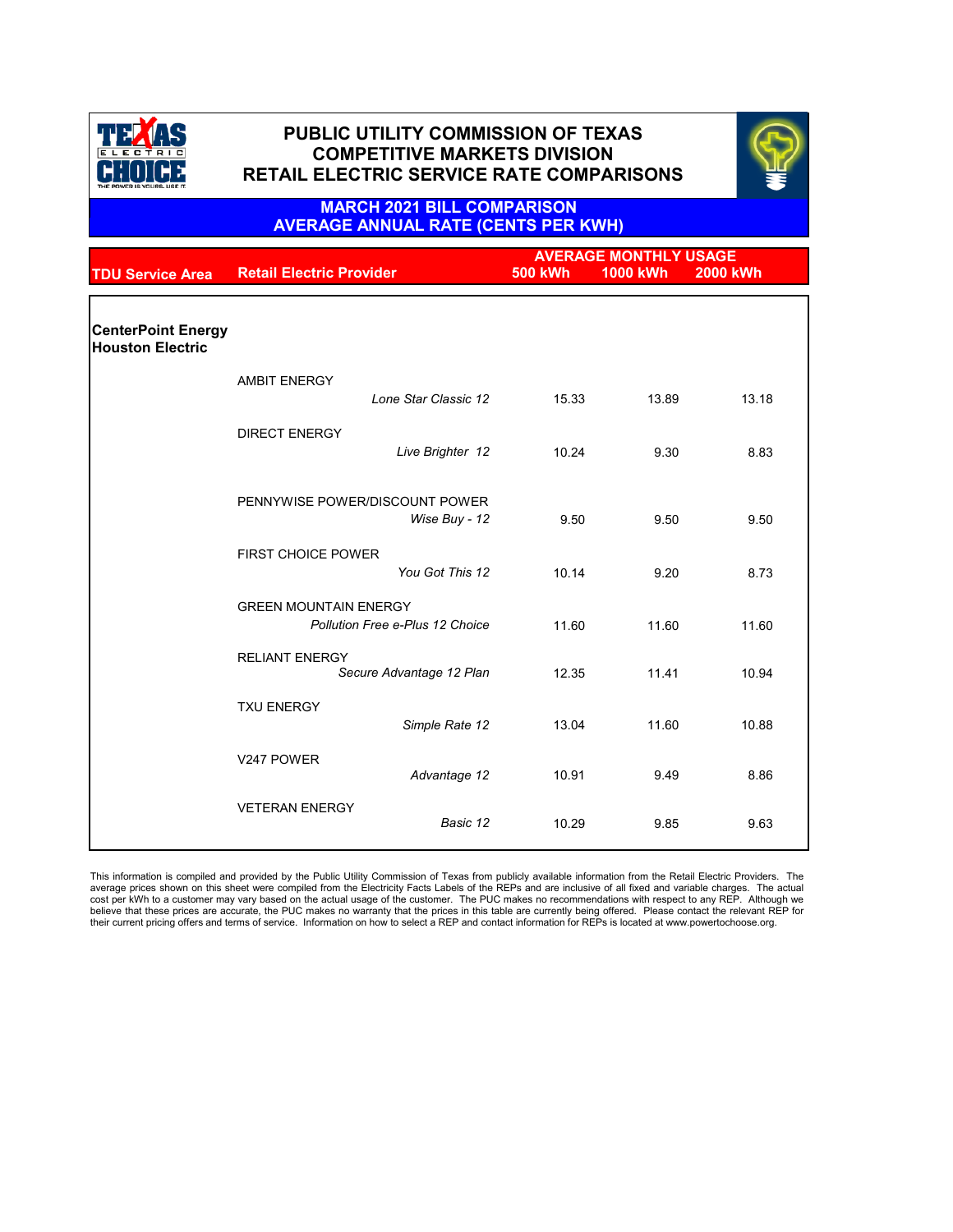# PUBLIC UTILITY COMMISSION OF TEXAS
## COMPETITIVE MARKETS DIVISION
## RETAIL ELECTRIC SERVICE RATE COMPARISONS

### MARCH 2021 BILL COMPARISON
### AVERAGE ANNUAL RATE (CENTS PER KWH)

| TDU Service Area | Retail Electric Provider | AVERAGE MONTHLY USAGE 500 kWh | 1000 kWh | 2000 kWh |
|---|---|---|---|---|
| **CenterPoint Energy Houston Electric** | | | | |
| | AMBIT ENERGY *Lone Star Classic 12* | 15.33 | 13.89 | 13.18 |
| | DIRECT ENERGY *Live Brighter 12* | 10.24 | 9.30 | 8.83 |
| | PENNYWISE POWER/DISCOUNT POWER *Wise Buy - 12* | 9.50 | 9.50 | 9.50 |
| | FIRST CHOICE POWER *You Got This 12* | 10.14 | 9.20 | 8.73 |
| | GREEN MOUNTAIN ENERGY *Pollution Free e-Plus 12 Choice* | 11.60 | 11.60 | 11.60 |
| | RELIANT ENERGY *Secure Advantage 12 Plan* | 12.35 | 11.41 | 10.94 |
| | TXU ENERGY *Simple Rate 12* | 13.04 | 11.60 | 10.88 |
| | V247 POWER *Advantage 12* | 10.91 | 9.49 | 8.86 |
| | VETERAN ENERGY *Basic 12* | 10.29 | 9.85 | 9.63 |

This information is compiled and provided by the Public Utility Commission of Texas from publicly available information from the Retail Electric Providers. The average prices shown on this sheet were compiled from the Electricity Facts Labels of the REPs and are inclusive of all fixed and variable charges. The actual cost per kWh to a customer may vary based on the actual usage of the customer. The PUC makes no recommendations with respect to any REP. Although we believe that these prices are accurate, the PUC makes no warranty that the prices in this table are currently being offered. Please contact the relevant REP for their current pricing offers and terms of service. Information on how to select a REP and contact information for REPs is located at www.powertochoose.org.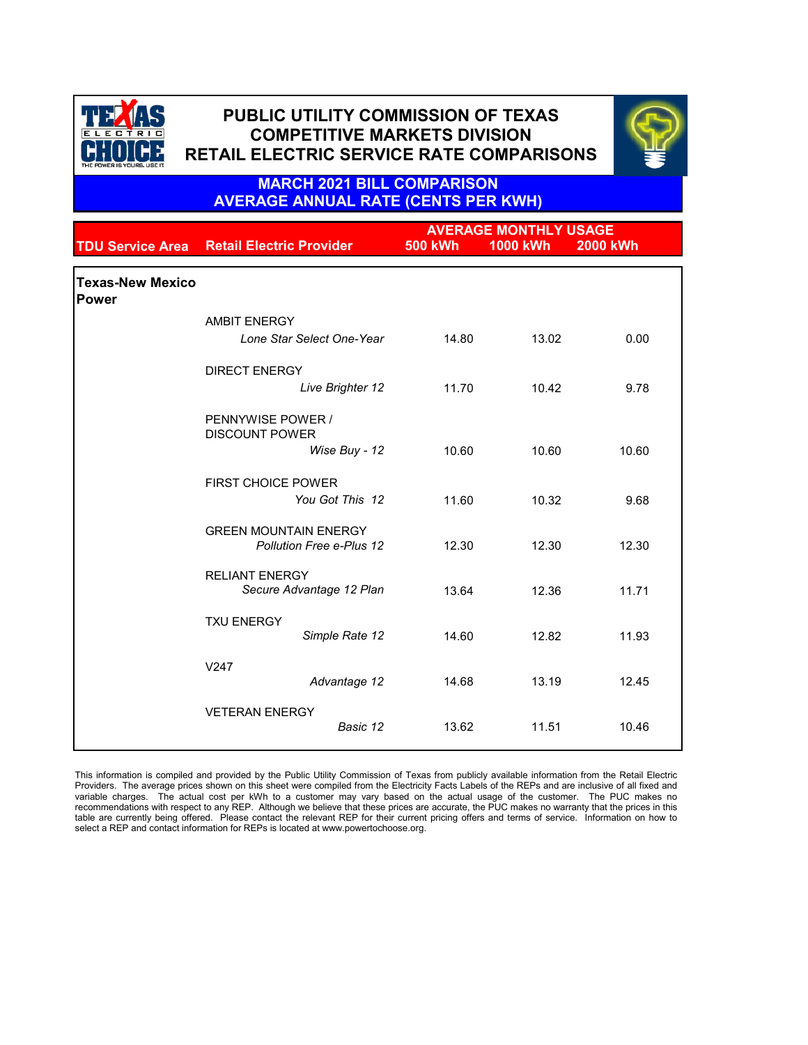# PUBLIC UTILITY COMMISSION OF TEXAS
## COMPETITIVE MARKETS DIVISION
## RETAIL ELECTRIC SERVICE RATE COMPARISONS

### MARCH 2021 BILL COMPARISON
### AVERAGE ANNUAL RATE (CENTS PER KWH)

| TDU Service Area | Retail Electric Provider | AVERAGE MONTHLY USAGE 500 kWh | 1000 kWh | 2000 kWh |
|---|---|---|---|---|
| **Texas-New Mexico Power** | | | | |
| | AMBIT ENERGY *Lone Star Select One-Year* | 14.80 | 13.02 | 0.00 |
| | DIRECT ENERGY *Live Brighter 12* | 11.70 | 10.42 | 9.78 |
| | PENNYWISE POWER / DISCOUNT POWER *Wise Buy - 12* | 10.60 | 10.60 | 10.60 |
| | FIRST CHOICE POWER *You Got This 12* | 11.60 | 10.32 | 9.68 |
| | GREEN MOUNTAIN ENERGY *Pollution Free e-Plus 12* | 12.30 | 12.30 | 12.30 |
| | RELIANT ENERGY *Secure Advantage 12 Plan* | 13.64 | 12.36 | 11.71 |
| | TXU ENERGY *Simple Rate 12* | 14.60 | 12.82 | 11.93 |
| | V247 *Advantage 12* | 14.68 | 13.19 | 12.45 |
| | VETERAN ENERGY *Basic 12* | 13.62 | 11.51 | 10.46 |

This information is compiled and provided by the Public Utility Commission of Texas from publicly available information from the Retail Electric Providers. The average prices shown on this sheet were compiled from the Electricity Facts Labels of the REPs and are inclusive of all fixed and variable charges. The actual cost per kWh to a customer may vary based on the actual usage of the customer. The PUC makes no recommendations with respect to any REP. Although we believe that these prices are accurate, the PUC makes no warranty that the prices in this table are currently being offered. Please contact the relevant REP for their current pricing offers and terms of service. Information on how to select a REP and contact information for REPs is located at www.powertochoose.org.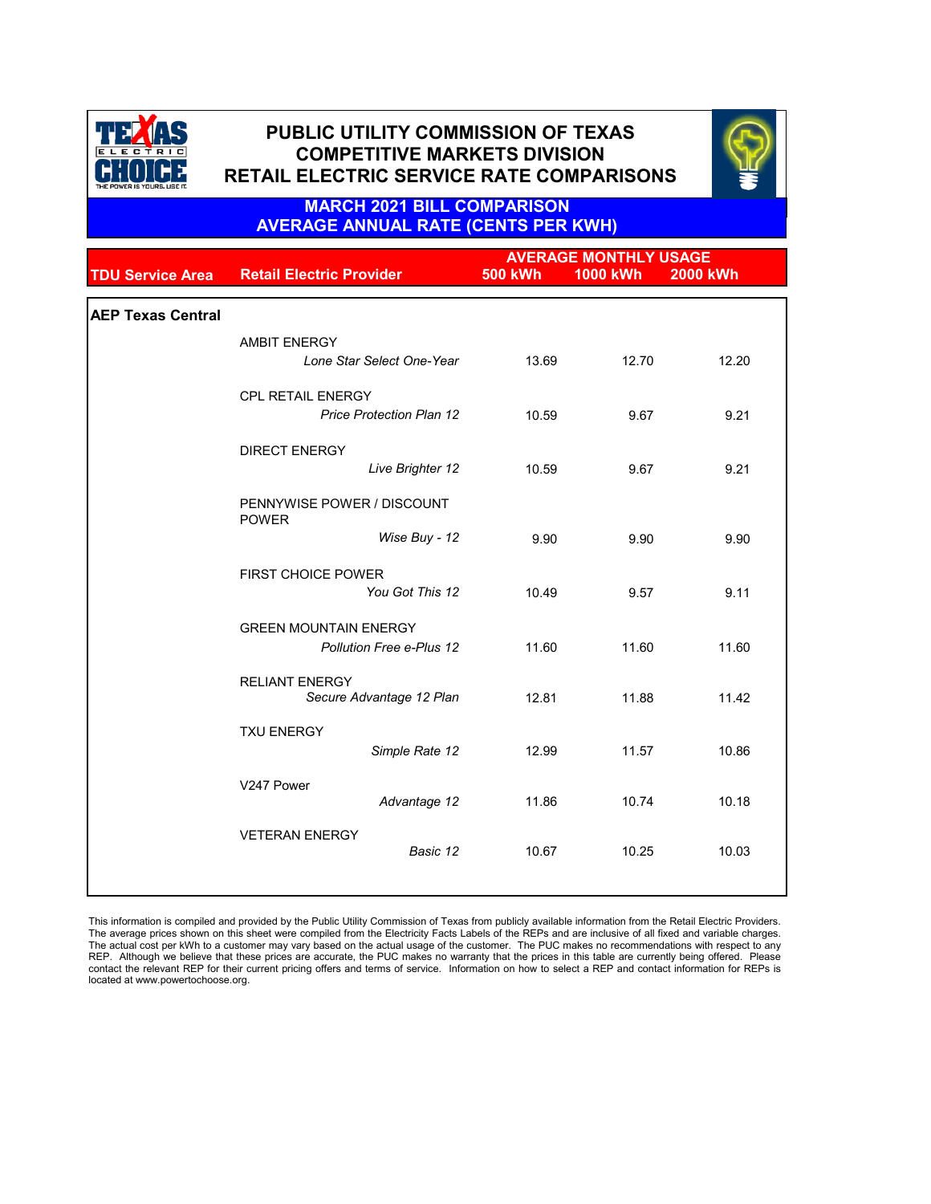# PUBLIC UTILITY COMMISSION OF TEXAS
## COMPETITIVE MARKETS DIVISION
## RETAIL ELECTRIC SERVICE RATE COMPARISONS

### MARCH 2021 BILL COMPARISON
### AVERAGE ANNUAL RATE (CENTS PER KWH)

| TDU Service Area | Retail Electric Provider | AVERAGE MONTHLY USAGE 500 kWh | 1000 kWh | 2000 kWh |
|---|---|---|---|---|
| **AEP Texas Central** | | | | |
| | AMBIT ENERGY *Lone Star Select One-Year* | 13.69 | 12.70 | 12.20 |
| | CPL RETAIL ENERGY *Price Protection Plan 12* | 10.59 | 9.67 | 9.21 |
| | DIRECT ENERGY *Live Brighter 12* | 10.59 | 9.67 | 9.21 |
| | PENNYWISE POWER / DISCOUNT POWER *Wise Buy - 12* | 9.90 | 9.90 | 9.90 |
| | FIRST CHOICE POWER *You Got This 12* | 10.49 | 9.57 | 9.11 |
| | GREEN MOUNTAIN ENERGY *Pollution Free e-Plus 12* | 11.60 | 11.60 | 11.60 |
| | RELIANT ENERGY *Secure Advantage 12 Plan* | 12.81 | 11.88 | 11.42 |
| | TXU ENERGY *Simple Rate 12* | 12.99 | 11.57 | 10.86 |
| | V247 Power *Advantage 12* | 11.86 | 10.74 | 10.18 |
| | VETERAN ENERGY *Basic 12* | 10.67 | 10.25 | 10.03 |

This information is compiled and provided by the Public Utility Commission of Texas from publicly available information from the Retail Electric Providers. The average prices shown on this sheet were compiled from the Electricity Facts Labels of the REPs and are inclusive of all fixed and variable charges. The actual cost per kWh to a customer may vary based on the actual usage of the customer. The PUC makes no recommendations with respect to any REP. Although we believe that these prices are accurate, the PUC makes no warranty that the prices in this table are currently being offered. Please contact the relevant REP for their current pricing offers and terms of service. Information on how to select a REP and contact information for REPs is located at www.powertochoose.org.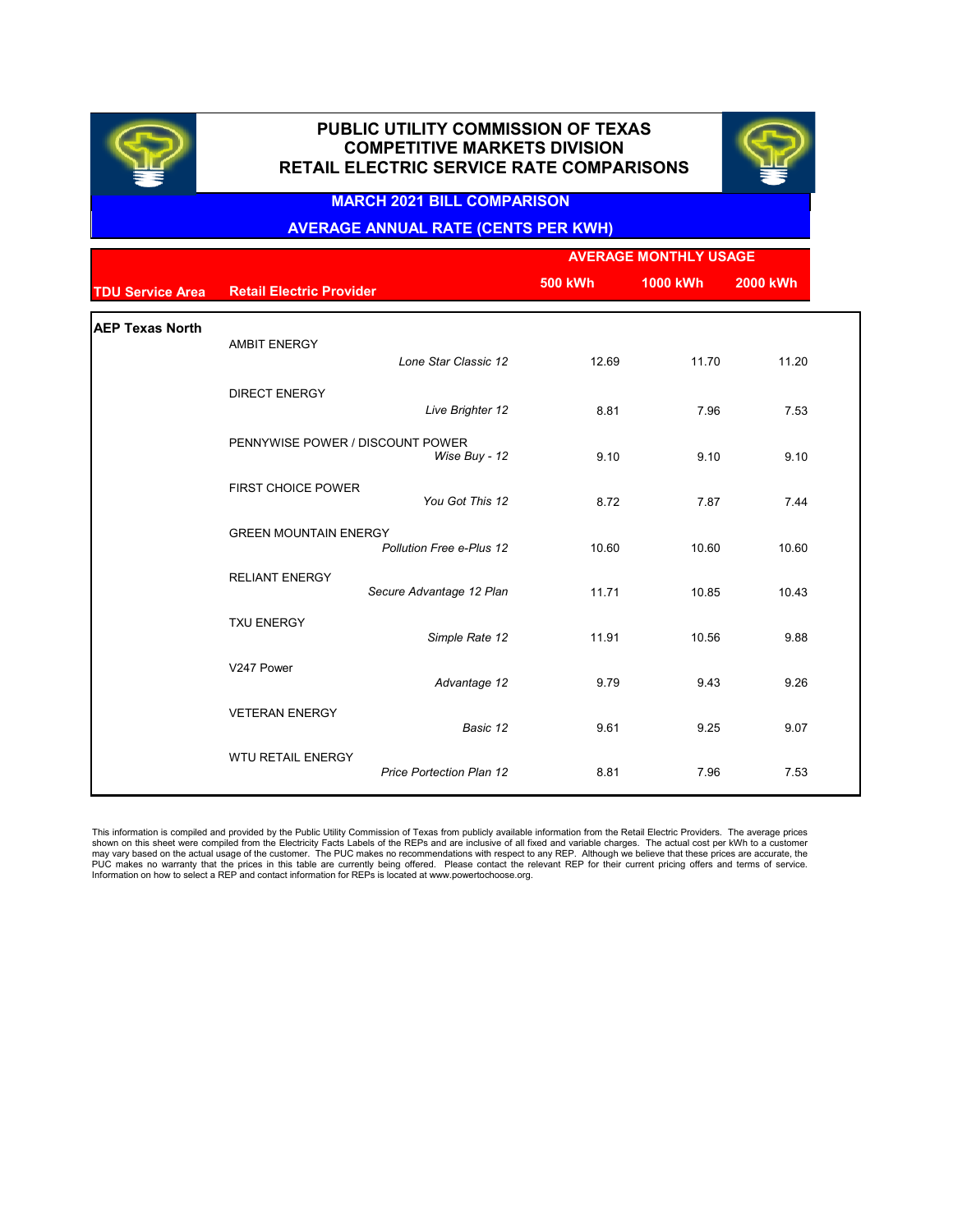# PUBLIC UTILITY COMMISSION OF TEXAS
## COMPETITIVE MARKETS DIVISION
## RETAIL ELECTRIC SERVICE RATE COMPARISONS

### MARCH 2021 BILL COMPARISON

### AVERAGE ANNUAL RATE (CENTS PER KWH)

| TDU Service Area | Retail Electric Provider | | AVERAGE MONTHLY USAGE 500 kWh | 1000 kWh | 2000 kWh |
|---|---|---|---|---|---|
| **AEP Texas North** | | | | | |
| | AMBIT ENERGY | *Lone Star Classic 12* | 12.69 | 11.70 | 11.20 |
| | DIRECT ENERGY | *Live Brighter 12* | 8.81 | 7.96 | 7.53 |
| | PENNYWISE POWER / DISCOUNT POWER | *Wise Buy - 12* | 9.10 | 9.10 | 9.10 |
| | FIRST CHOICE POWER | *You Got This 12* | 8.72 | 7.87 | 7.44 |
| | GREEN MOUNTAIN ENERGY | *Pollution Free e-Plus 12* | 10.60 | 10.60 | 10.60 |
| | RELIANT ENERGY | *Secure Advantage 12 Plan* | 11.71 | 10.85 | 10.43 |
| | TXU ENERGY | *Simple Rate 12* | 11.91 | 10.56 | 9.88 |
| | V247 Power | *Advantage 12* | 9.79 | 9.43 | 9.26 |
| | VETERAN ENERGY | *Basic 12* | 9.61 | 9.25 | 9.07 |
| | WTU RETAIL ENERGY | *Price Portection Plan 12* | 8.81 | 7.96 | 7.53 |

This information is compiled and provided by the Public Utility Commission of Texas from publicly available information from the Retail Electric Providers. The average prices shown on this sheet were compiled from the Electricity Facts Labels of the REPs and are inclusive of all fixed and variable charges. The actual cost per kWh to a customer may vary based on the actual usage of the customer. The PUC makes no recommendations with respect to any REP. Although we believe that these prices are accurate, the PUC makes no warranty that the prices in this table are currently being offered. Please contact the relevant REP for their current pricing offers and terms of service. Information on how to select a REP and contact information for REPs is located at www.powertochoose.org.